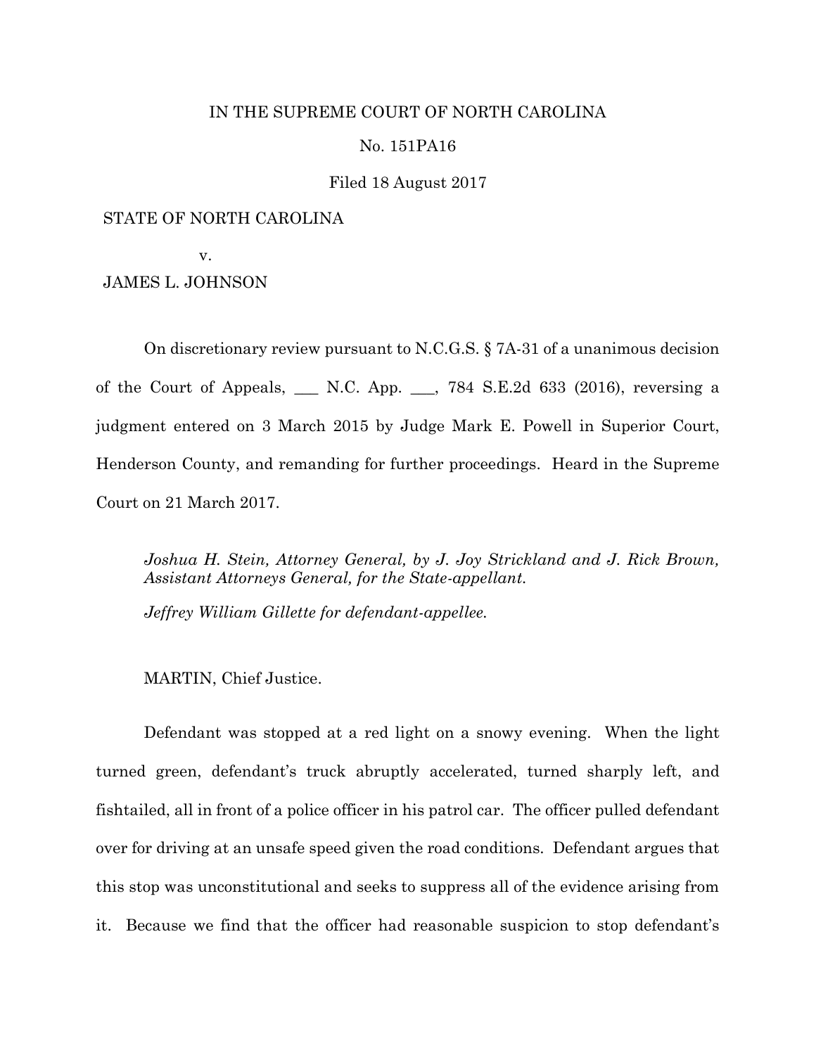IN THE SUPREME COURT OF NORTH CAROLINA

No. 151PA16

Filed 18 August 2017

STATE OF NORTH CAROLINA

v.

JAMES L. JOHNSON

On discretionary review pursuant to N.C.G.S. § 7A-31 of a unanimous decision of the Court of Appeals, ___ N.C. App. ___, 784 S.E.2d 633 (2016), reversing a judgment entered on 3 March 2015 by Judge Mark E. Powell in Superior Court, Henderson County, and remanding for further proceedings. Heard in the Supreme Court on 21 March 2017.

*Joshua H. Stein, Attorney General, by J. Joy Strickland and J. Rick Brown, Assistant Attorneys General, for the State-appellant.*

*Jeffrey William Gillette for defendant-appellee.*

MARTIN, Chief Justice.

Defendant was stopped at a red light on a snowy evening. When the light turned green, defendant's truck abruptly accelerated, turned sharply left, and fishtailed, all in front of a police officer in his patrol car. The officer pulled defendant over for driving at an unsafe speed given the road conditions. Defendant argues that this stop was unconstitutional and seeks to suppress all of the evidence arising from it. Because we find that the officer had reasonable suspicion to stop defendant's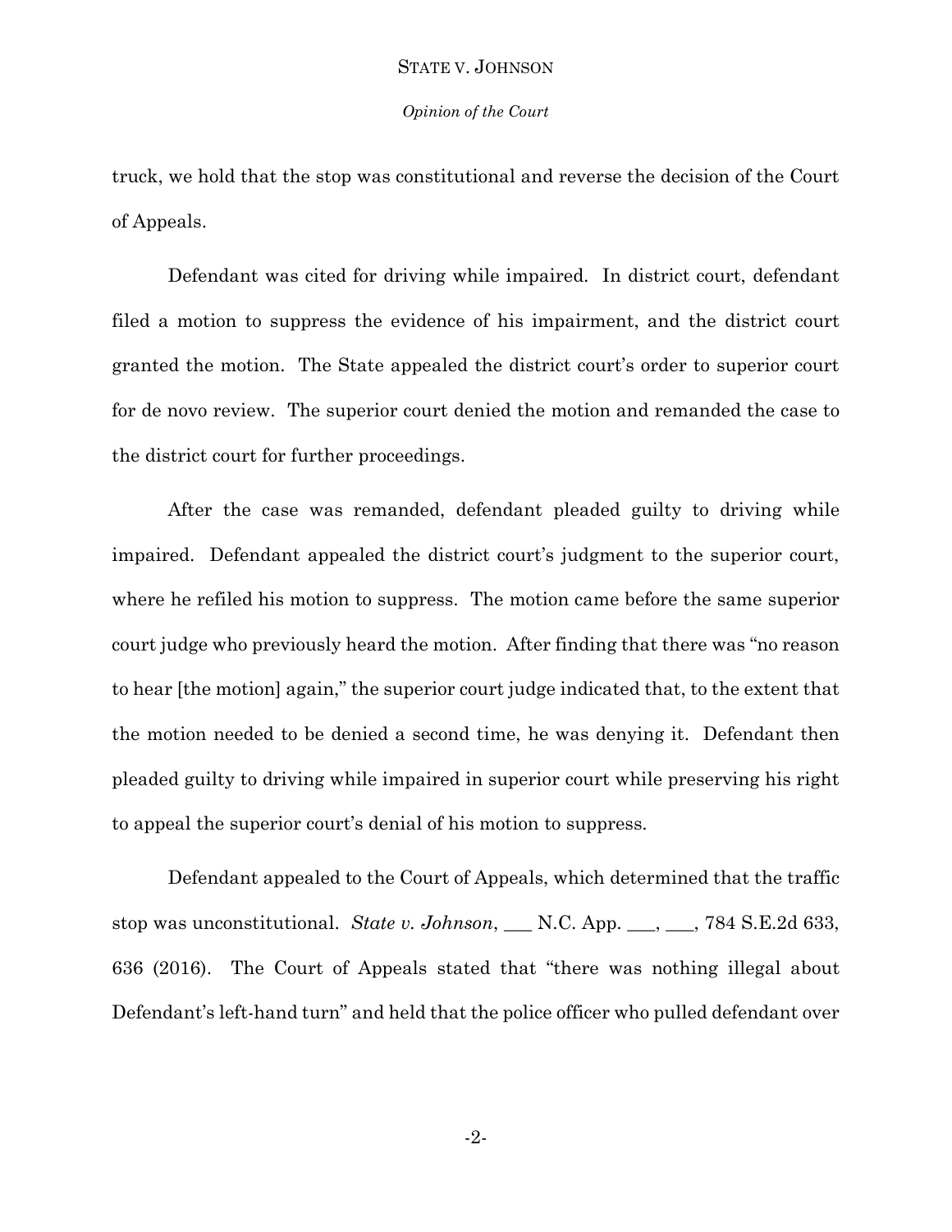truck, we hold that the stop was constitutional and reverse the decision of the Court of Appeals.

Defendant was cited for driving while impaired. In district court, defendant filed a motion to suppress the evidence of his impairment, and the district court granted the motion. The State appealed the district court's order to superior court for de novo review. The superior court denied the motion and remanded the case to the district court for further proceedings.

After the case was remanded, defendant pleaded guilty to driving while impaired. Defendant appealed the district court's judgment to the superior court, where he refiled his motion to suppress. The motion came before the same superior court judge who previously heard the motion. After finding that there was "no reason to hear [the motion] again," the superior court judge indicated that, to the extent that the motion needed to be denied a second time, he was denying it. Defendant then pleaded guilty to driving while impaired in superior court while preserving his right to appeal the superior court's denial of his motion to suppress.

Defendant appealed to the Court of Appeals, which determined that the traffic stop was unconstitutional. *State v. Johnson*, ___ N.C. App. ___, ___, 784 S.E.2d 633, 636 (2016). The Court of Appeals stated that "there was nothing illegal about Defendant's left-hand turn" and held that the police officer who pulled defendant over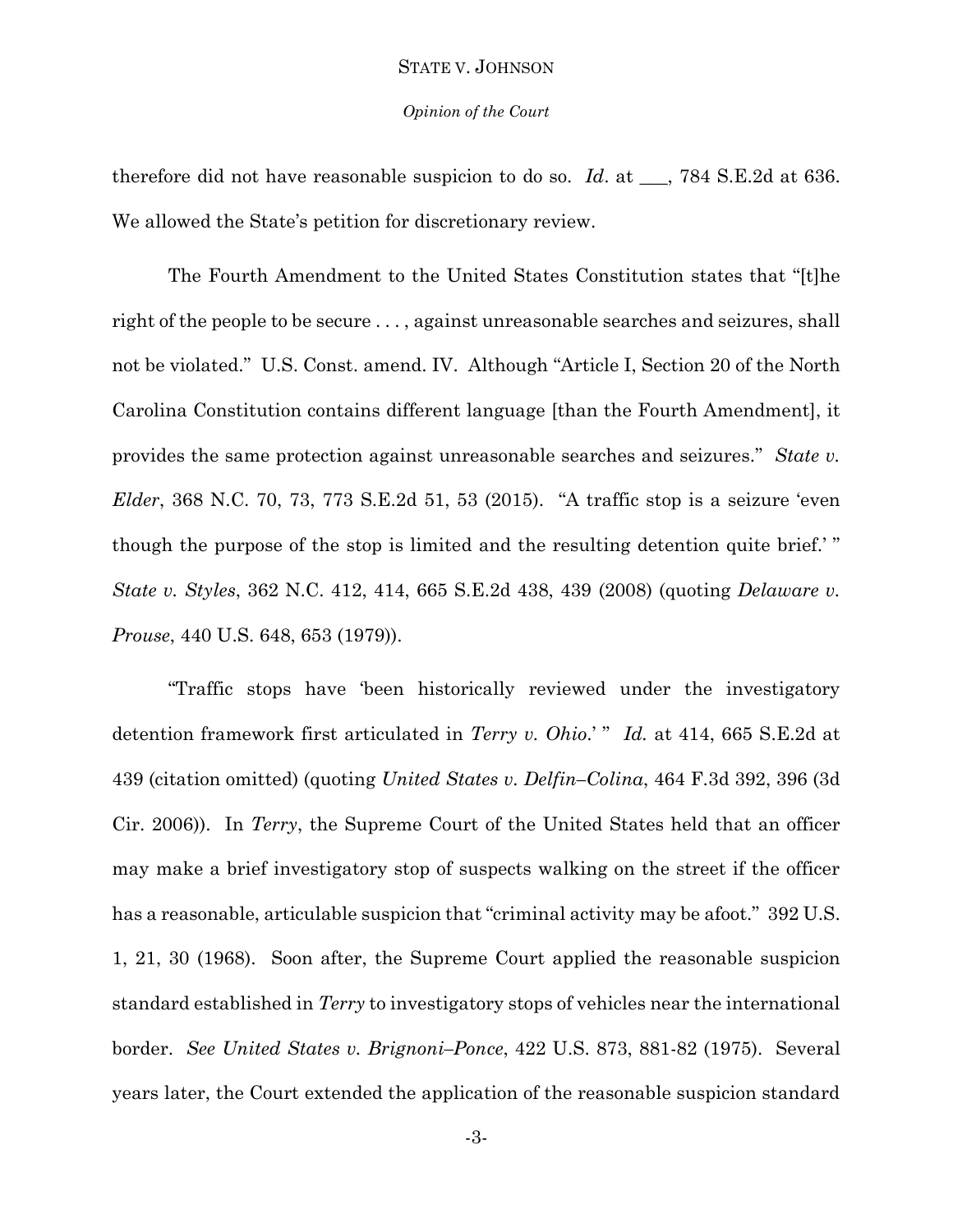therefore did not have reasonable suspicion to do so. *Id*. at ___, 784 S.E.2d at 636. We allowed the State's petition for discretionary review.

The Fourth Amendment to the United States Constitution states that "[t]he right of the people to be secure . . . , against unreasonable searches and seizures, shall not be violated." U.S. Const. amend. IV. Although "Article I, Section 20 of the North Carolina Constitution contains different language [than the Fourth Amendment], it provides the same protection against unreasonable searches and seizures." *State v. Elder*, 368 N.C. 70, 73, 773 S.E.2d 51, 53 (2015). "A traffic stop is a seizure 'even though the purpose of the stop is limited and the resulting detention quite brief.' " *State v. Styles*, 362 N.C. 412, 414, 665 S.E.2d 438, 439 (2008) (quoting *Delaware v. Prouse*, 440 U.S. 648, 653 (1979)).

"Traffic stops have 'been historically reviewed under the investigatory detention framework first articulated in *Terry v. Ohio*.' " *Id.* at 414, 665 S.E.2d at 439 (citation omitted) (quoting *United States v. Delfin–Colina*, 464 F.3d 392, 396 (3d Cir. 2006)). In *Terry*, the Supreme Court of the United States held that an officer may make a brief investigatory stop of suspects walking on the street if the officer has a reasonable, articulable suspicion that "criminal activity may be afoot." 392 U.S. 1, 21, 30 (1968). Soon after, the Supreme Court applied the reasonable suspicion standard established in *Terry* to investigatory stops of vehicles near the international border. *See United States v. Brignoni–Ponce*, 422 U.S. 873, 881-82 (1975). Several years later, the Court extended the application of the reasonable suspicion standard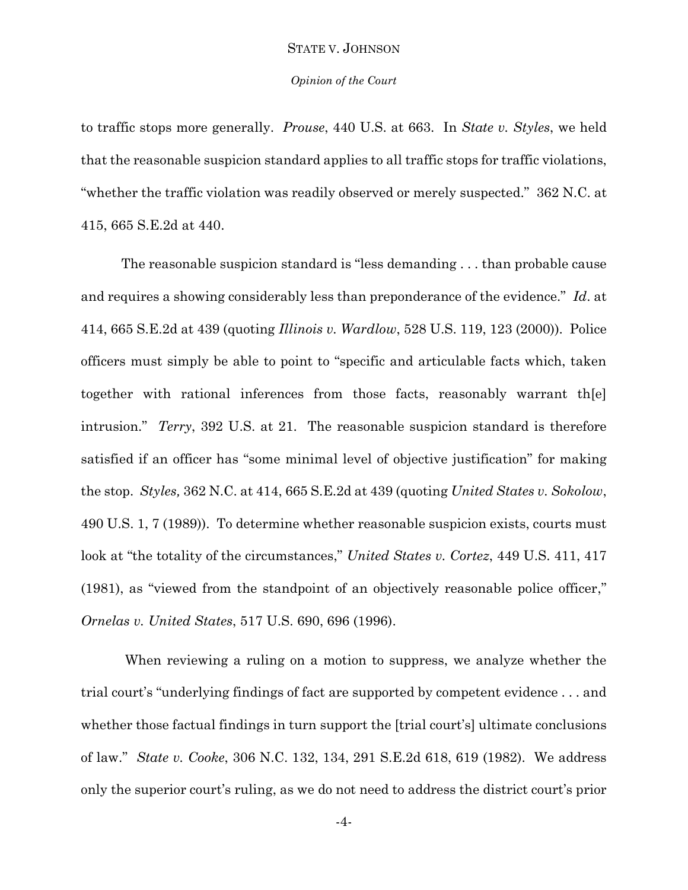to traffic stops more generally. *Prouse*, 440 U.S. at 663. In *State v. Styles*, we held that the reasonable suspicion standard applies to all traffic stops for traffic violations, "whether the traffic violation was readily observed or merely suspected." 362 N.C. at 415, 665 S.E.2d at 440.

The reasonable suspicion standard is "less demanding . . . than probable cause and requires a showing considerably less than preponderance of the evidence." *Id*. at 414, 665 S.E.2d at 439 (quoting *Illinois v. Wardlow*, 528 U.S. 119, 123 (2000)). Police officers must simply be able to point to "specific and articulable facts which, taken together with rational inferences from those facts, reasonably warrant th[e] intrusion." *Terry*, 392 U.S. at 21. The reasonable suspicion standard is therefore satisfied if an officer has "some minimal level of objective justification" for making the stop. *Styles,* 362 N.C. at 414, 665 S.E.2d at 439 (quoting *United States v. Sokolow*, 490 U.S. 1, 7 (1989)). To determine whether reasonable suspicion exists, courts must look at "the totality of the circumstances," *United States v. Cortez*, 449 U.S. 411, 417 (1981), as "viewed from the standpoint of an objectively reasonable police officer," *Ornelas v. United States*, 517 U.S. 690, 696 (1996).

When reviewing a ruling on a motion to suppress, we analyze whether the trial court's "underlying findings of fact are supported by competent evidence . . . and whether those factual findings in turn support the [trial court's] ultimate conclusions of law." *State v. Cooke*, 306 N.C. 132, 134, 291 S.E.2d 618, 619 (1982). We address only the superior court's ruling, as we do not need to address the district court's prior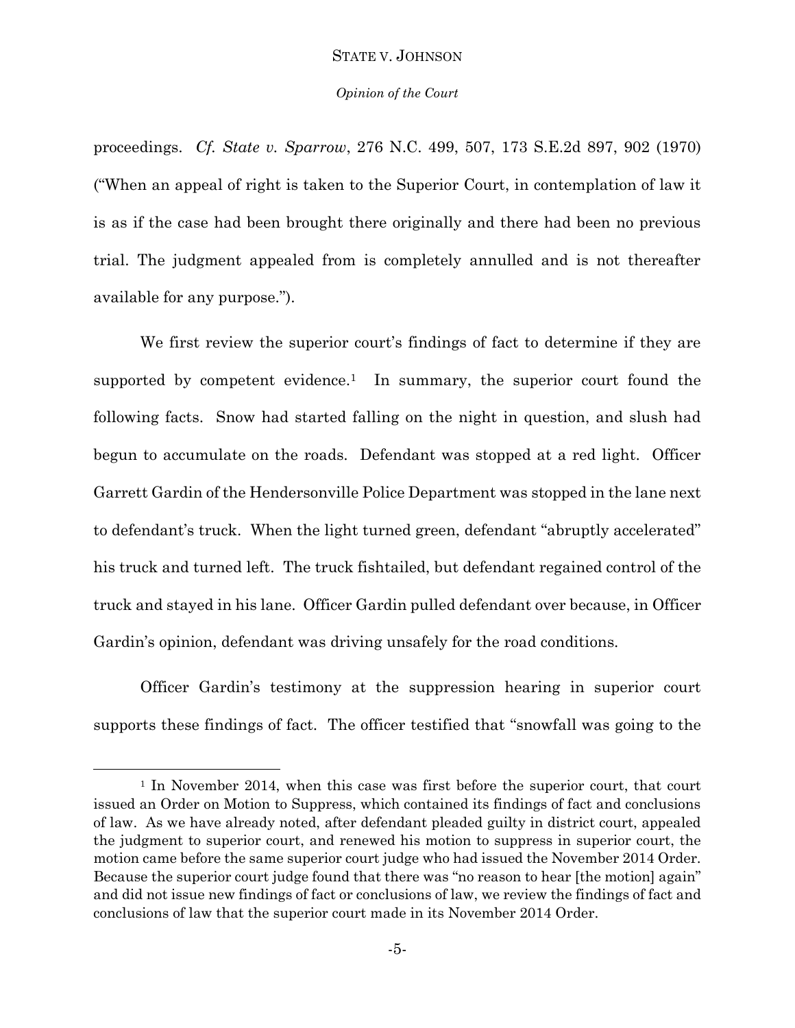proceedings. *Cf. State v. Sparrow*, 276 N.C. 499, 507, 173 S.E.2d 897, 902 (1970) ("When an appeal of right is taken to the Superior Court, in contemplation of law it is as if the case had been brought there originally and there had been no previous trial. The judgment appealed from is completely annulled and is not thereafter available for any purpose.").

We first review the superior court's findings of fact to determine if they are supported by competent evidence.[1] In summary, the superior court found the following facts. Snow had started falling on the night in question, and slush had begun to accumulate on the roads. Defendant was stopped at a red light. Officer Garrett Gardin of the Hendersonville Police Department was stopped in the lane next to defendant's truck. When the light turned green, defendant "abruptly accelerated" his truck and turned left. The truck fishtailed, but defendant regained control of the truck and stayed in his lane. Officer Gardin pulled defendant over because, in Officer Gardin's opinion, defendant was driving unsafely for the road conditions.

Officer Gardin's testimony at the suppression hearing in superior court supports these findings of fact. The officer testified that "snowfall was going to the

[1] In November 2014, when this case was first before the superior court, that court issued an Order on Motion to Suppress, which contained its findings of fact and conclusions of law. As we have already noted, after defendant pleaded guilty in district court, appealed the judgment to superior court, and renewed his motion to suppress in superior court, the motion came before the same superior court judge who had issued the November 2014 Order. Because the superior court judge found that there was "no reason to hear [the motion] again" and did not issue new findings of fact or conclusions of law, we review the findings of fact and conclusions of law that the superior court made in its November 2014 Order.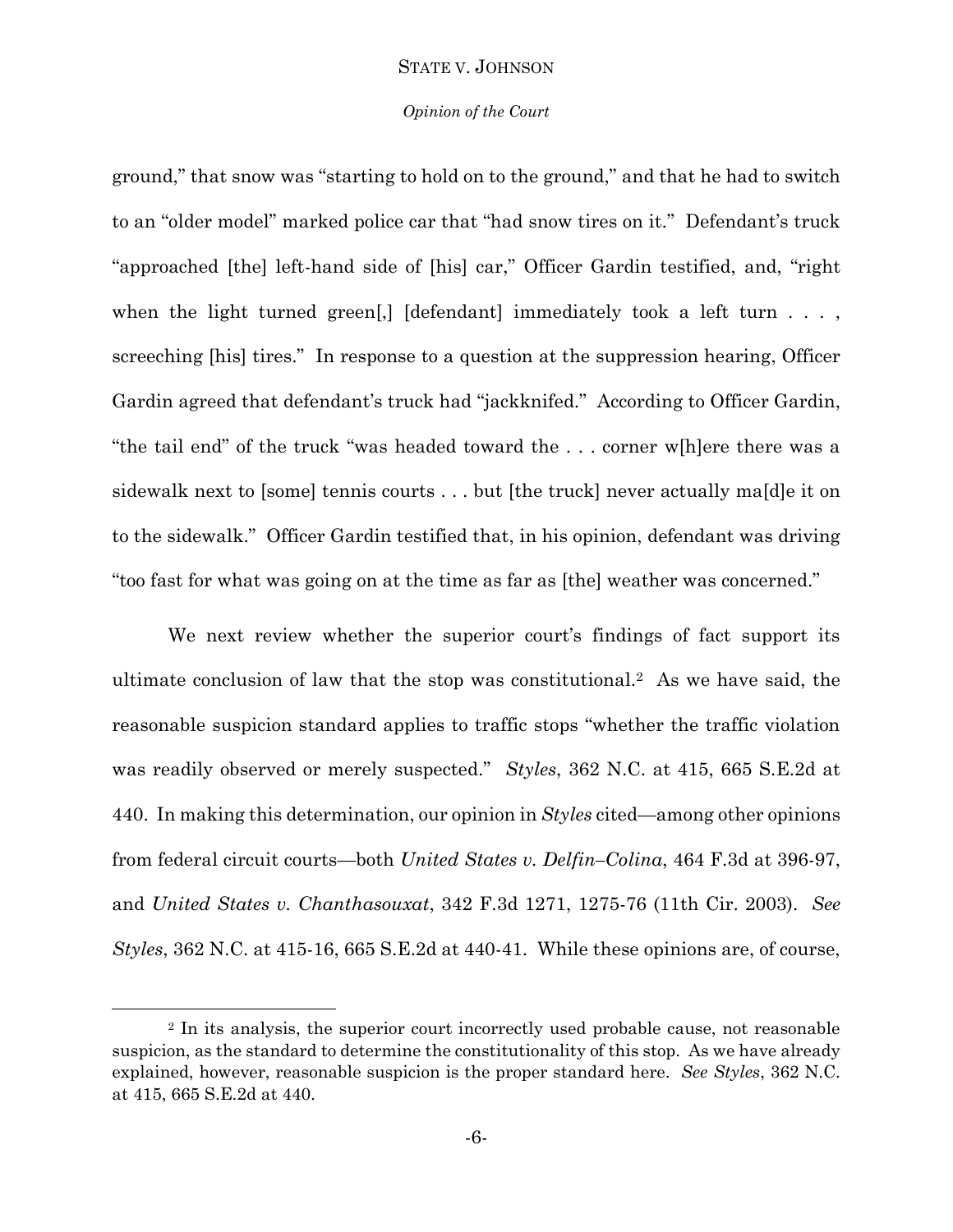ground," that snow was "starting to hold on to the ground," and that he had to switch to an "older model" marked police car that "had snow tires on it." Defendant's truck "approached [the] left-hand side of [his] car," Officer Gardin testified, and, "right when the light turned green[,] [defendant] immediately took a left turn . . . , screeching [his] tires." In response to a question at the suppression hearing, Officer Gardin agreed that defendant's truck had "jackknifed." According to Officer Gardin, "the tail end" of the truck "was headed toward the . . . corner w[h]ere there was a sidewalk next to [some] tennis courts . . . but [the truck] never actually ma[d]e it on to the sidewalk." Officer Gardin testified that, in his opinion, defendant was driving "too fast for what was going on at the time as far as [the] weather was concerned."

We next review whether the superior court's findings of fact support its ultimate conclusion of law that the stop was constitutional.[2] As we have said, the reasonable suspicion standard applies to traffic stops "whether the traffic violation was readily observed or merely suspected." *Styles*, 362 N.C. at 415, 665 S.E.2d at 440. In making this determination, our opinion in *Styles* cited—among other opinions from federal circuit courts—both *United States v. Delfin–Colina*, 464 F.3d at 396-97, and *United States v. Chanthasouxat*, 342 F.3d 1271, 1275-76 (11th Cir. 2003). *See Styles*, 362 N.C. at 415-16, 665 S.E.2d at 440-41. While these opinions are, of course,

---

[2] In its analysis, the superior court incorrectly used probable cause, not reasonable suspicion, as the standard to determine the constitutionality of this stop. As we have already explained, however, reasonable suspicion is the proper standard here. *See Styles*, 362 N.C. at 415, 665 S.E.2d at 440.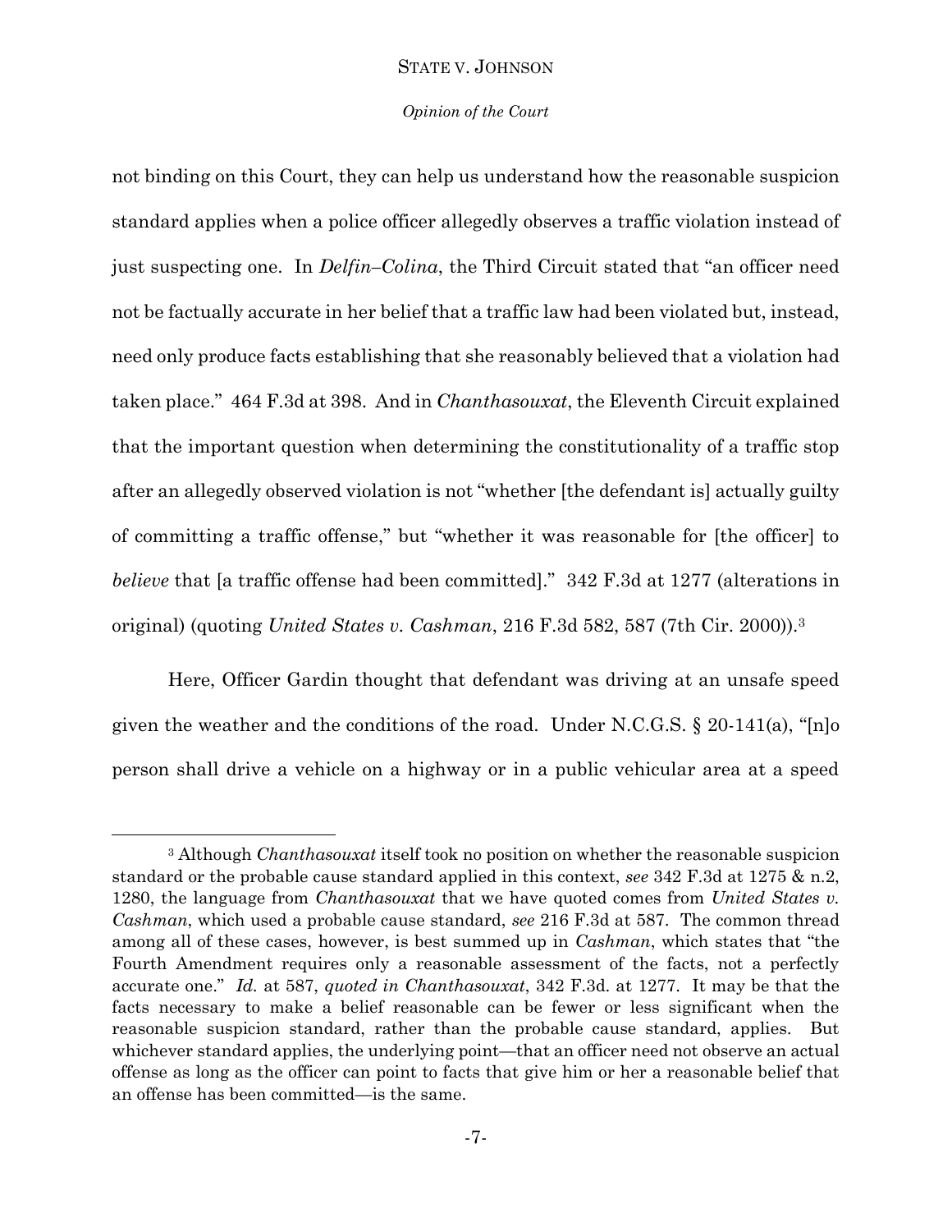not binding on this Court, they can help us understand how the reasonable suspicion standard applies when a police officer allegedly observes a traffic violation instead of just suspecting one. In *Delfin–Colina*, the Third Circuit stated that "an officer need not be factually accurate in her belief that a traffic law had been violated but, instead, need only produce facts establishing that she reasonably believed that a violation had taken place." 464 F.3d at 398. And in *Chanthasouxat*, the Eleventh Circuit explained that the important question when determining the constitutionality of a traffic stop after an allegedly observed violation is not "whether [the defendant is] actually guilty of committing a traffic offense," but "whether it was reasonable for [the officer] to *believe* that [a traffic offense had been committed]." 342 F.3d at 1277 (alterations in original) (quoting *United States v. Cashman*, 216 F.3d 582, 587 (7th Cir. 2000)).[3]

Here, Officer Gardin thought that defendant was driving at an unsafe speed given the weather and the conditions of the road. Under N.C.G.S. § 20-141(a), "[n]o person shall drive a vehicle on a highway or in a public vehicular area at a speed

---

[3] Although *Chanthasouxat* itself took no position on whether the reasonable suspicion standard or the probable cause standard applied in this context, *see* 342 F.3d at 1275 & n.2, 1280, the language from *Chanthasouxat* that we have quoted comes from *United States v. Cashman*, which used a probable cause standard, *see* 216 F.3d at 587. The common thread among all of these cases, however, is best summed up in *Cashman*, which states that "the Fourth Amendment requires only a reasonable assessment of the facts, not a perfectly accurate one." *Id.* at 587, *quoted in Chanthasouxat*, 342 F.3d. at 1277. It may be that the facts necessary to make a belief reasonable can be fewer or less significant when the reasonable suspicion standard, rather than the probable cause standard, applies. But whichever standard applies, the underlying point—that an officer need not observe an actual offense as long as the officer can point to facts that give him or her a reasonable belief that an offense has been committed—is the same.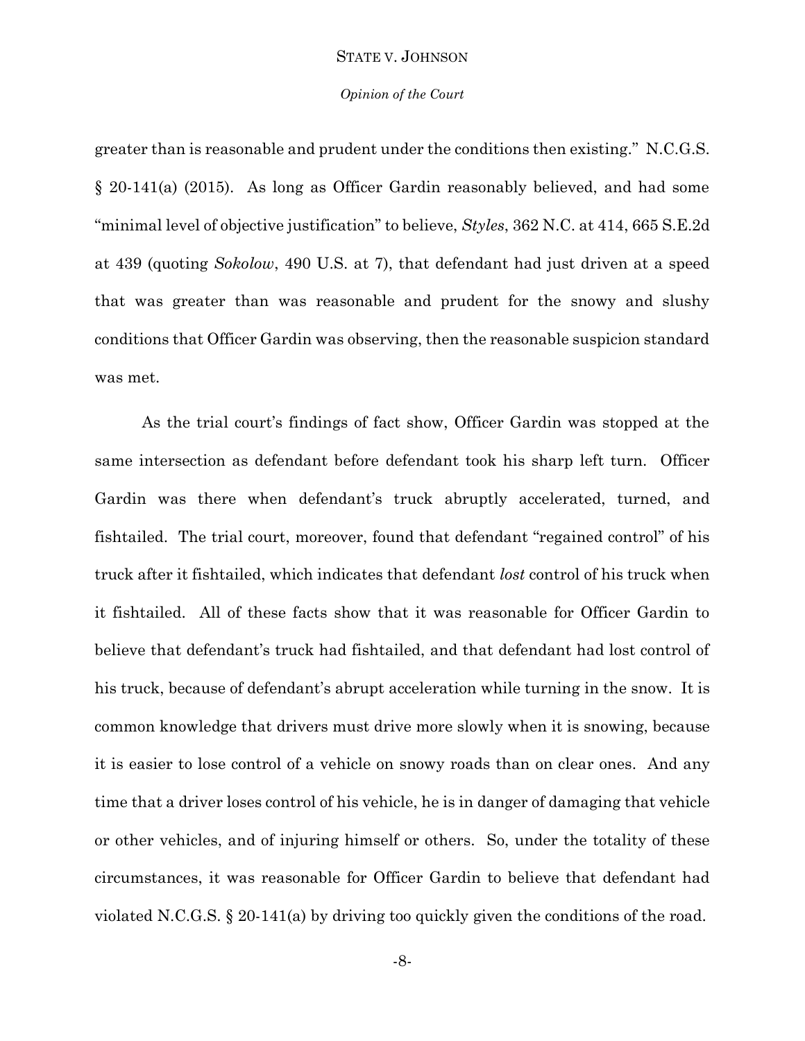greater than is reasonable and prudent under the conditions then existing." N.C.G.S. § 20-141(a) (2015). As long as Officer Gardin reasonably believed, and had some "minimal level of objective justification" to believe, *Styles*, 362 N.C. at 414, 665 S.E.2d at 439 (quoting *Sokolow*, 490 U.S. at 7), that defendant had just driven at a speed that was greater than was reasonable and prudent for the snowy and slushy conditions that Officer Gardin was observing, then the reasonable suspicion standard was met.

As the trial court's findings of fact show, Officer Gardin was stopped at the same intersection as defendant before defendant took his sharp left turn. Officer Gardin was there when defendant's truck abruptly accelerated, turned, and fishtailed. The trial court, moreover, found that defendant "regained control" of his truck after it fishtailed, which indicates that defendant *lost* control of his truck when it fishtailed. All of these facts show that it was reasonable for Officer Gardin to believe that defendant's truck had fishtailed, and that defendant had lost control of his truck, because of defendant's abrupt acceleration while turning in the snow. It is common knowledge that drivers must drive more slowly when it is snowing, because it is easier to lose control of a vehicle on snowy roads than on clear ones. And any time that a driver loses control of his vehicle, he is in danger of damaging that vehicle or other vehicles, and of injuring himself or others. So, under the totality of these circumstances, it was reasonable for Officer Gardin to believe that defendant had violated N.C.G.S. § 20-141(a) by driving too quickly given the conditions of the road.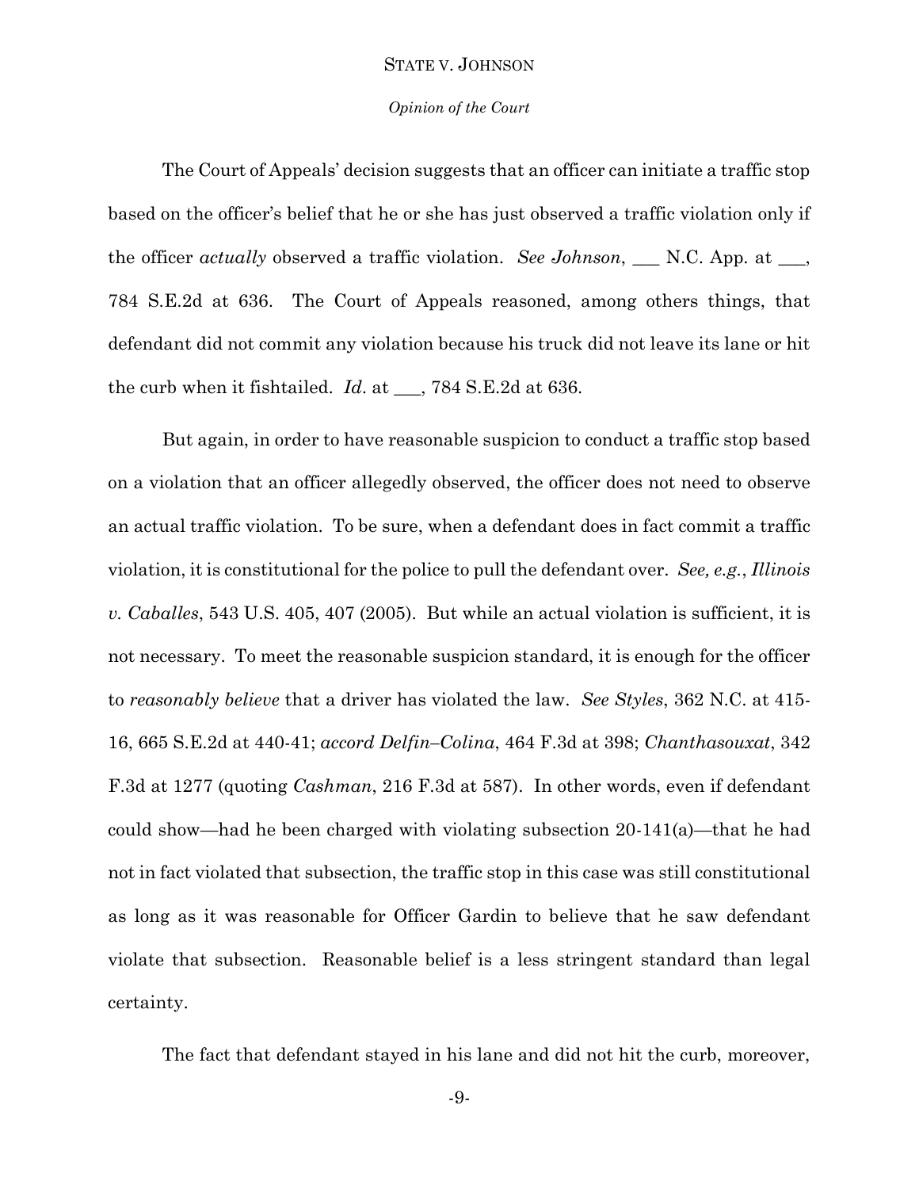The Court of Appeals' decision suggests that an officer can initiate a traffic stop based on the officer's belief that he or she has just observed a traffic violation only if the officer *actually* observed a traffic violation. *See Johnson*, ___ N.C. App. at ___, 784 S.E.2d at 636. The Court of Appeals reasoned, among others things, that defendant did not commit any violation because his truck did not leave its lane or hit the curb when it fishtailed. *Id.* at ___, 784 S.E.2d at 636.

But again, in order to have reasonable suspicion to conduct a traffic stop based on a violation that an officer allegedly observed, the officer does not need to observe an actual traffic violation. To be sure, when a defendant does in fact commit a traffic violation, it is constitutional for the police to pull the defendant over. *See, e.g.*, *Illinois v. Caballes*, 543 U.S. 405, 407 (2005). But while an actual violation is sufficient, it is not necessary. To meet the reasonable suspicion standard, it is enough for the officer to *reasonably believe* that a driver has violated the law. *See Styles*, 362 N.C. at 415-16, 665 S.E.2d at 440-41; *accord Delfin–Colina*, 464 F.3d at 398; *Chanthasouxat*, 342 F.3d at 1277 (quoting *Cashman*, 216 F.3d at 587). In other words, even if defendant could show—had he been charged with violating subsection 20-141(a)—that he had not in fact violated that subsection, the traffic stop in this case was still constitutional as long as it was reasonable for Officer Gardin to believe that he saw defendant violate that subsection. Reasonable belief is a less stringent standard than legal certainty.

The fact that defendant stayed in his lane and did not hit the curb, moreover,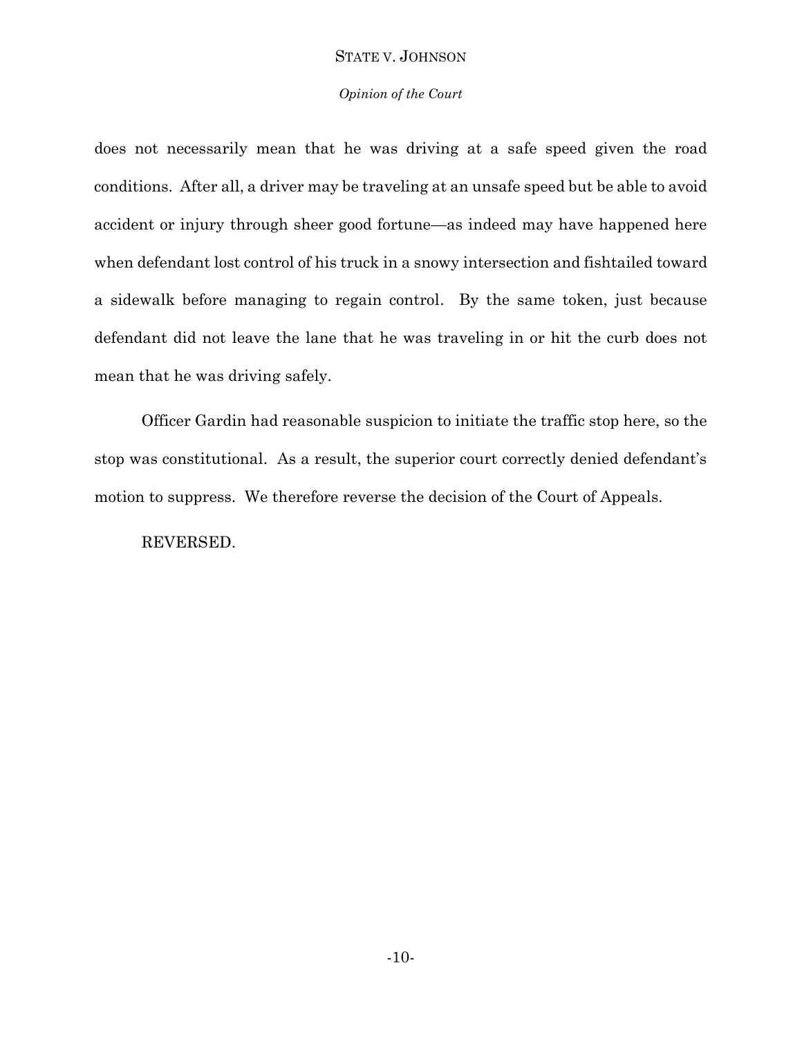does not necessarily mean that he was driving at a safe speed given the road conditions. After all, a driver may be traveling at an unsafe speed but be able to avoid accident or injury through sheer good fortune—as indeed may have happened here when defendant lost control of his truck in a snowy intersection and fishtailed toward a sidewalk before managing to regain control. By the same token, just because defendant did not leave the lane that he was traveling in or hit the curb does not mean that he was driving safely.

Officer Gardin had reasonable suspicion to initiate the traffic stop here, so the stop was constitutional. As a result, the superior court correctly denied defendant's motion to suppress. We therefore reverse the decision of the Court of Appeals.

REVERSED.